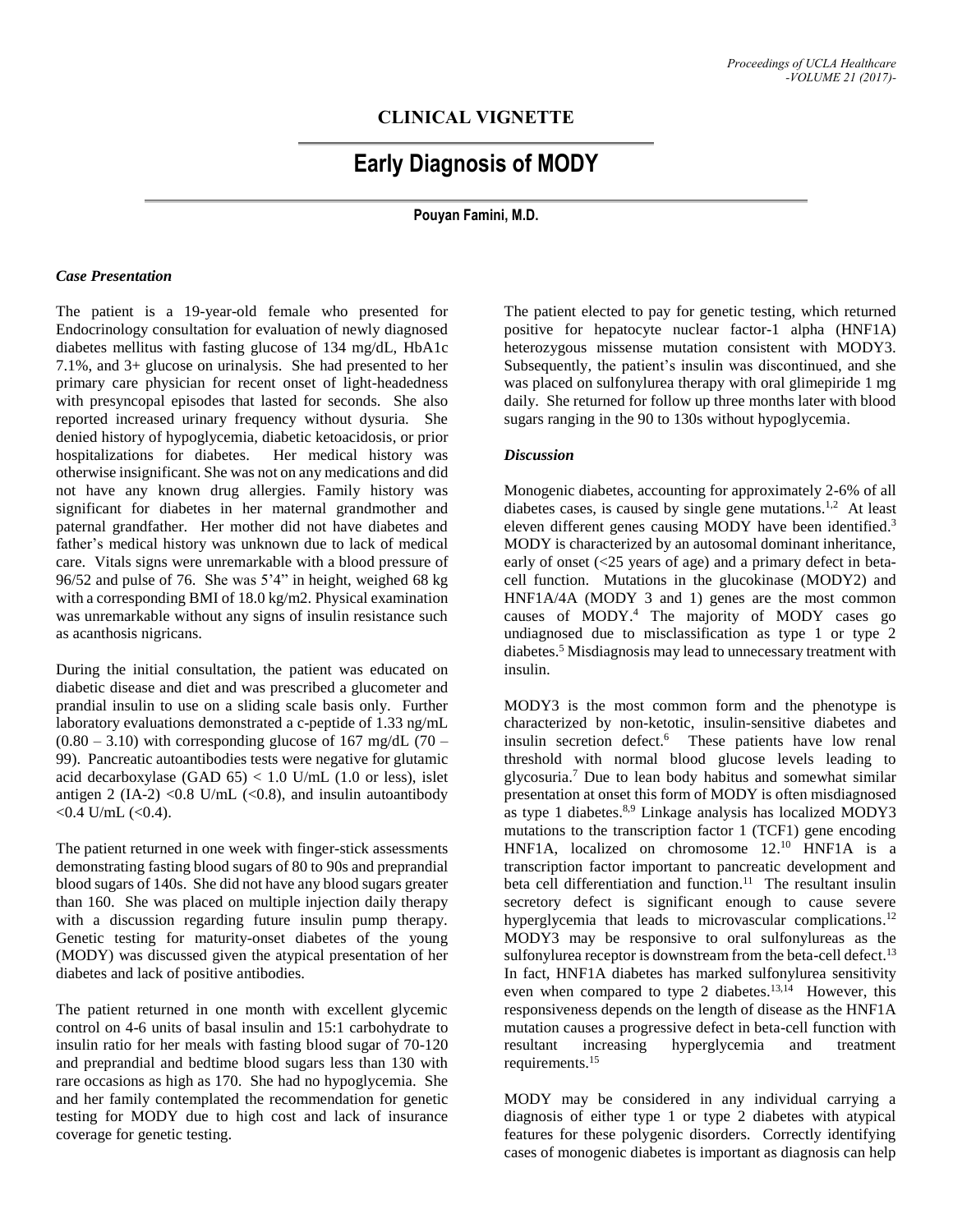## CLINICAL VIGNETTE

# Early Diagnosis of MODY

**Pouyan Famini, M.D.**

### *Case Presentation*

The patient is a 19-year-old female who presented for Endocrinology consultation for evaluation of newly diagnosed diabetes mellitus with fasting glucose of 134 mg/dL, HbA1c 7.1%, and 3+ glucose on urinalysis. She had presented to her primary care physician for recent onset of light-headedness with presyncopal episodes that lasted for seconds. She also reported increased urinary frequency without dysuria. She denied history of hypoglycemia, diabetic ketoacidosis, or prior hospitalizations for diabetes. Her medical history was otherwise insignificant. She was not on any medications and did not have any known drug allergies. Family history was significant for diabetes in her maternal grandmother and paternal grandfather. Her mother did not have diabetes and father's medical history was unknown due to lack of medical care. Vitals signs were unremarkable with a blood pressure of 96/52 and pulse of 76. She was 5'4" in height, weighed 68 kg with a corresponding BMI of 18.0 kg/m2. Physical examination was unremarkable without any signs of insulin resistance such as acanthosis nigricans.

During the initial consultation, the patient was educated on diabetic disease and diet and was prescribed a glucometer and prandial insulin to use on a sliding scale basis only. Further laboratory evaluations demonstrated a c-peptide of 1.33 ng/mL (0.80 – 3.10) with corresponding glucose of 167 mg/dL (70 – 99). Pancreatic autoantibodies tests were negative for glutamic acid decarboxylase (GAD 65) < 1.0 U/mL (1.0 or less), islet antigen 2 (IA-2) <0.8 U/mL (<0.8), and insulin autoantibody <0.4 U/mL (<0.4).

The patient returned in one week with finger-stick assessments demonstrating fasting blood sugars of 80 to 90s and preprandial blood sugars of 140s. She did not have any blood sugars greater than 160. She was placed on multiple injection daily therapy with a discussion regarding future insulin pump therapy. Genetic testing for maturity-onset diabetes of the young (MODY) was discussed given the atypical presentation of her diabetes and lack of positive antibodies.

The patient returned in one month with excellent glycemic control on 4-6 units of basal insulin and 15:1 carbohydrate to insulin ratio for her meals with fasting blood sugar of 70-120 and preprandial and bedtime blood sugars less than 130 with rare occasions as high as 170. She had no hypoglycemia. She and her family contemplated the recommendation for genetic testing for MODY due to high cost and lack of insurance coverage for genetic testing.

The patient elected to pay for genetic testing, which returned positive for hepatocyte nuclear factor-1 alpha (HNF1A) heterozygous missense mutation consistent with MODY3. Subsequently, the patient's insulin was discontinued, and she was placed on sulfonylurea therapy with oral glimepiride 1 mg daily. She returned for follow up three months later with blood sugars ranging in the 90 to 130s without hypoglycemia.

### *Discussion*

Monogenic diabetes, accounting for approximately 2-6% of all diabetes cases, is caused by single gene mutations.[1,2] At least eleven different genes causing MODY have been identified.[3] MODY is characterized by an autosomal dominant inheritance, early of onset (<25 years of age) and a primary defect in beta-cell function. Mutations in the glucokinase (MODY2) and HNF1A/4A (MODY 3 and 1) genes are the most common causes of MODY.[4] The majority of MODY cases go undiagnosed due to misclassification as type 1 or type 2 diabetes.[5] Misdiagnosis may lead to unnecessary treatment with insulin.

MODY3 is the most common form and the phenotype is characterized by non-ketotic, insulin-sensitive diabetes and insulin secretion defect.[6] These patients have low renal threshold with normal blood glucose levels leading to glycosuria.[7] Due to lean body habitus and somewhat similar presentation at onset this form of MODY is often misdiagnosed as type 1 diabetes.[8,9] Linkage analysis has localized MODY3 mutations to the transcription factor 1 (TCF1) gene encoding HNF1A, localized on chromosome 12.[10] HNF1A is a transcription factor important to pancreatic development and beta cell differentiation and function.[11] The resultant insulin secretory defect is significant enough to cause severe hyperglycemia that leads to microvascular complications.[12] MODY3 may be responsive to oral sulfonylureas as the sulfonylurea receptor is downstream from the beta-cell defect.[13] In fact, HNF1A diabetes has marked sulfonylurea sensitivity even when compared to type 2 diabetes.[13,14] However, this responsiveness depends on the length of disease as the HNF1A mutation causes a progressive defect in beta-cell function with resultant increasing hyperglycemia and treatment requirements.[15]

MODY may be considered in any individual carrying a diagnosis of either type 1 or type 2 diabetes with atypical features for these polygenic disorders. Correctly identifying cases of monogenic diabetes is important as diagnosis can help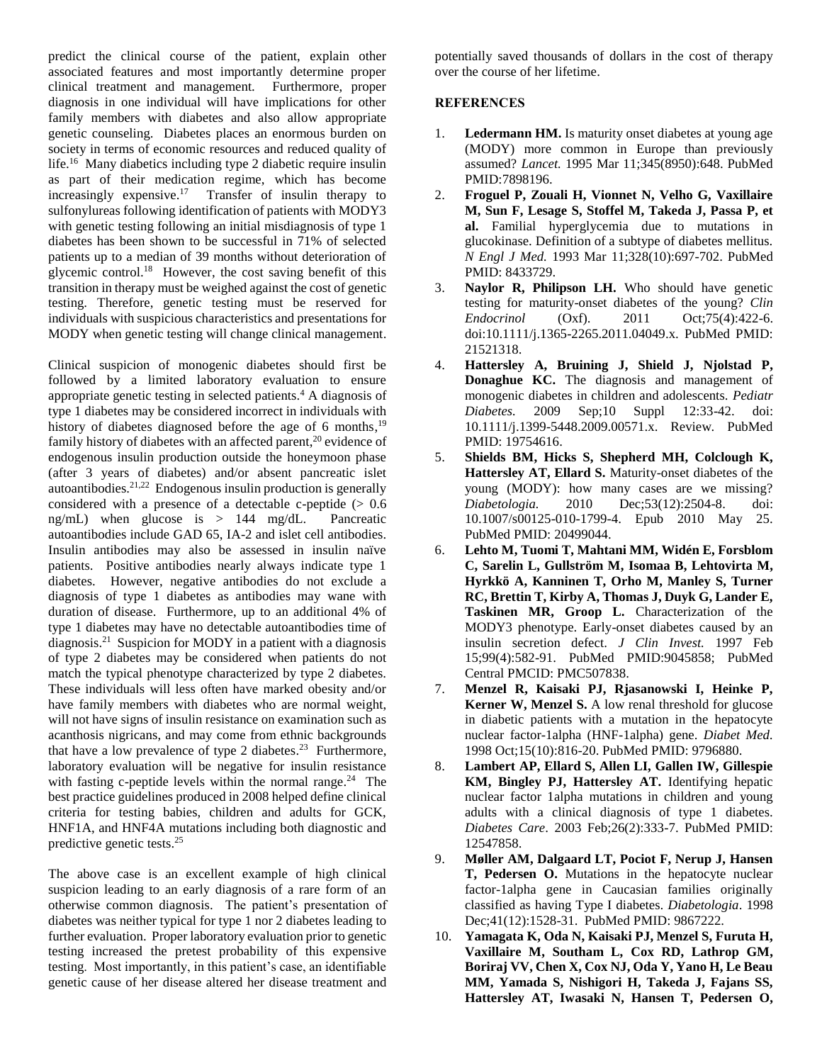predict the clinical course of the patient, explain other associated features and most importantly determine proper clinical treatment and management. Furthermore, proper diagnosis in one individual will have implications for other family members with diabetes and also allow appropriate genetic counseling. Diabetes places an enormous burden on society in terms of economic resources and reduced quality of life.[16] Many diabetics including type 2 diabetic require insulin as part of their medication regime, which has become increasingly expensive.[17] Transfer of insulin therapy to sulfonylureas following identification of patients with MODY3 with genetic testing following an initial misdiagnosis of type 1 diabetes has been shown to be successful in 71% of selected patients up to a median of 39 months without deterioration of glycemic control.[18] However, the cost saving benefit of this transition in therapy must be weighed against the cost of genetic testing. Therefore, genetic testing must be reserved for individuals with suspicious characteristics and presentations for MODY when genetic testing will change clinical management.

Clinical suspicion of monogenic diabetes should first be followed by a limited laboratory evaluation to ensure appropriate genetic testing in selected patients.[4] A diagnosis of type 1 diabetes may be considered incorrect in individuals with history of diabetes diagnosed before the age of 6 months,[19] family history of diabetes with an affected parent,[20] evidence of endogenous insulin production outside the honeymoon phase (after 3 years of diabetes) and/or absent pancreatic islet autoantibodies.[21,22] Endogenous insulin production is generally considered with a presence of a detectable c-peptide (> 0.6 ng/mL) when glucose is > 144 mg/dL. Pancreatic autoantibodies include GAD 65, IA-2 and islet cell antibodies. Insulin antibodies may also be assessed in insulin naïve patients. Positive antibodies nearly always indicate type 1 diabetes. However, negative antibodies do not exclude a diagnosis of type 1 diabetes as antibodies may wane with duration of disease. Furthermore, up to an additional 4% of type 1 diabetes may have no detectable autoantibodies time of diagnosis.[21] Suspicion for MODY in a patient with a diagnosis of type 2 diabetes may be considered when patients do not match the typical phenotype characterized by type 2 diabetes. These individuals will less often have marked obesity and/or have family members with diabetes who are normal weight, will not have signs of insulin resistance on examination such as acanthosis nigricans, and may come from ethnic backgrounds that have a low prevalence of type 2 diabetes.[23] Furthermore, laboratory evaluation will be negative for insulin resistance with fasting c-peptide levels within the normal range.[24] The best practice guidelines produced in 2008 helped define clinical criteria for testing babies, children and adults for GCK, HNF1A, and HNF4A mutations including both diagnostic and predictive genetic tests.[25]

The above case is an excellent example of high clinical suspicion leading to an early diagnosis of a rare form of an otherwise common diagnosis. The patient's presentation of diabetes was neither typical for type 1 nor 2 diabetes leading to further evaluation. Proper laboratory evaluation prior to genetic testing increased the pretest probability of this expensive testing. Most importantly, in this patient's case, an identifiable genetic cause of her disease altered her disease treatment and potentially saved thousands of dollars in the cost of therapy over the course of her lifetime.

## REFERENCES

1. **Ledermann HM.** Is maturity onset diabetes at young age (MODY) more common in Europe than previously assumed? *Lancet.* 1995 Mar 11;345(8950):648. PubMed PMID:7898196.
2. **Froguel P, Zouali H, Vionnet N, Velho G, Vaxillaire M, Sun F, Lesage S, Stoffel M, Takeda J, Passa P, et al.** Familial hyperglycemia due to mutations in glucokinase. Definition of a subtype of diabetes mellitus. *N Engl J Med.* 1993 Mar 11;328(10):697-702. PubMed PMID: 8433729.
3. **Naylor R, Philipson LH.** Who should have genetic testing for maturity-onset diabetes of the young? *Clin Endocrinol* (Oxf). 2011 Oct;75(4):422-6. doi:10.1111/j.1365-2265.2011.04049.x. PubMed PMID: 21521318.
4. **Hattersley A, Bruining J, Shield J, Njolstad P, Donaghue KC.** The diagnosis and management of monogenic diabetes in children and adolescents. *Pediatr Diabetes.* 2009 Sep;10 Suppl 12:33-42. doi: 10.1111/j.1399-5448.2009.00571.x. Review. PubMed PMID: 19754616.
5. **Shields BM, Hicks S, Shepherd MH, Colclough K, Hattersley AT, Ellard S.** Maturity-onset diabetes of the young (MODY): how many cases are we missing? *Diabetologia.* 2010 Dec;53(12):2504-8. doi: 10.1007/s00125-010-1799-4. Epub 2010 May 25. PubMed PMID: 20499044.
6. **Lehto M, Tuomi T, Mahtani MM, Widén E, Forsblom C, Sarelin L, Gullström M, Isomaa B, Lehtovirta M, Hyrkkö A, Kanninen T, Orho M, Manley S, Turner RC, Brettin T, Kirby A, Thomas J, Duyk G, Lander E, Taskinen MR, Groop L.** Characterization of the MODY3 phenotype. Early-onset diabetes caused by an insulin secretion defect. *J Clin Invest.* 1997 Feb 15;99(4):582-91. PubMed PMID:9045858; PubMed Central PMCID: PMC507838.
7. **Menzel R, Kaisaki PJ, Rjasanowski I, Heinke P, Kerner W, Menzel S.** A low renal threshold for glucose in diabetic patients with a mutation in the hepatocyte nuclear factor-1alpha (HNF-1alpha) gene. *Diabet Med.* 1998 Oct;15(10):816-20. PubMed PMID: 9796880.
8. **Lambert AP, Ellard S, Allen LI, Gallen IW, Gillespie KM, Bingley PJ, Hattersley AT.** Identifying hepatic nuclear factor 1alpha mutations in children and young adults with a clinical diagnosis of type 1 diabetes. *Diabetes Care*. 2003 Feb;26(2):333-7. PubMed PMID: 12547858.
9. **Møller AM, Dalgaard LT, Pociot F, Nerup J, Hansen T, Pedersen O.** Mutations in the hepatocyte nuclear factor-1alpha gene in Caucasian families originally classified as having Type I diabetes. *Diabetologia*. 1998 Dec;41(12):1528-31. PubMed PMID: 9867222.
10. **Yamagata K, Oda N, Kaisaki PJ, Menzel S, Furuta H, Vaxillaire M, Southam L, Cox RD, Lathrop GM, Boriraj VV, Chen X, Cox NJ, Oda Y, Yano H, Le Beau MM, Yamada S, Nishigori H, Takeda J, Fajans SS, Hattersley AT, Iwasaki N, Hansen T, Pedersen O,**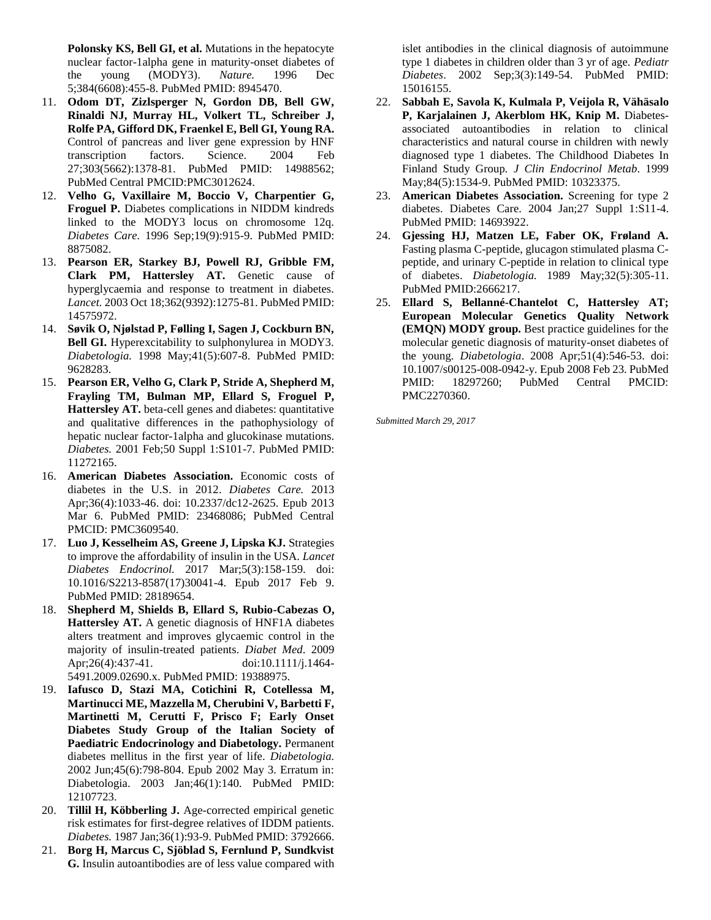**Polonsky KS, Bell GI, et al.** Mutations in the hepatocyte nuclear factor-1alpha gene in maturity-onset diabetes of the young (MODY3). *Nature.* 1996 Dec 5;384(6608):455-8. PubMed PMID: 8945470.

11. **Odom DT, Zizlsperger N, Gordon DB, Bell GW, Rinaldi NJ, Murray HL, Volkert TL, Schreiber J, Rolfe PA, Gifford DK, Fraenkel E, Bell GI, Young RA.** Control of pancreas and liver gene expression by HNF transcription factors. Science. 2004 Feb 27;303(5662):1378-81. PubMed PMID: 14988562; PubMed Central PMCID:PMC3012624.
12. **Velho G, Vaxillaire M, Boccio V, Charpentier G, Froguel P.** Diabetes complications in NIDDM kindreds linked to the MODY3 locus on chromosome 12q. *Diabetes Care.* 1996 Sep;19(9):915-9. PubMed PMID: 8875082.
13. **Pearson ER, Starkey BJ, Powell RJ, Gribble FM, Clark PM, Hattersley AT.** Genetic cause of hyperglycaemia and response to treatment in diabetes. *Lancet.* 2003 Oct 18;362(9392):1275-81. PubMed PMID: 14575972.
14. **Søvik O, Njølstad P, Følling I, Sagen J, Cockburn BN, Bell GI.** Hyperexcitability to sulphonylurea in MODY3. *Diabetologia.* 1998 May;41(5):607-8. PubMed PMID: 9628283.
15. **Pearson ER, Velho G, Clark P, Stride A, Shepherd M, Frayling TM, Bulman MP, Ellard S, Froguel P, Hattersley AT.** beta-cell genes and diabetes: quantitative and qualitative differences in the pathophysiology of hepatic nuclear factor-1alpha and glucokinase mutations. *Diabetes.* 2001 Feb;50 Suppl 1:S101-7. PubMed PMID: 11272165.
16. **American Diabetes Association.** Economic costs of diabetes in the U.S. in 2012. *Diabetes Care.* 2013 Apr;36(4):1033-46. doi: 10.2337/dc12-2625. Epub 2013 Mar 6. PubMed PMID: 23468086; PubMed Central PMCID: PMC3609540.
17. **Luo J, Kesselheim AS, Greene J, Lipska KJ.** Strategies to improve the affordability of insulin in the USA. *Lancet Diabetes Endocrinol.* 2017 Mar;5(3):158-159. doi: 10.1016/S2213-8587(17)30041-4. Epub 2017 Feb 9. PubMed PMID: 28189654.
18. **Shepherd M, Shields B, Ellard S, Rubio-Cabezas O, Hattersley AT.** A genetic diagnosis of HNF1A diabetes alters treatment and improves glycaemic control in the majority of insulin-treated patients. *Diabet Med.* 2009 Apr;26(4):437-41. doi:10.1111/j.1464-5491.2009.02690.x. PubMed PMID: 19388975.
19. **Iafusco D, Stazi MA, Cotichini R, Cotellessa M, Martinucci ME, Mazzella M, Cherubini V, Barbetti F, Martinetti M, Cerutti F, Prisco F; Early Onset Diabetes Study Group of the Italian Society of Paediatric Endocrinology and Diabetology.** Permanent diabetes mellitus in the first year of life. *Diabetologia.* 2002 Jun;45(6):798-804. Epub 2002 May 3. Erratum in: Diabetologia. 2003 Jan;46(1):140. PubMed PMID: 12107723.
20. **Tillil H, Köbberling J.** Age-corrected empirical genetic risk estimates for first-degree relatives of IDDM patients. *Diabetes.* 1987 Jan;36(1):93-9. PubMed PMID: 3792666.
21. **Borg H, Marcus C, Sjöblad S, Fernlund P, Sundkvist G.** Insulin autoantibodies are of less value compared with islet antibodies in the clinical diagnosis of autoimmune type 1 diabetes in children older than 3 yr of age. *Pediatr Diabetes*. 2002 Sep;3(3):149-54. PubMed PMID: 15016155.
22. **Sabbah E, Savola K, Kulmala P, Veijola R, Vähäsalo P, Karjalainen J, Akerblom HK, Knip M.** Diabetes-associated autoantibodies in relation to clinical characteristics and natural course in children with newly diagnosed type 1 diabetes. The Childhood Diabetes In Finland Study Group. *J Clin Endocrinol Metab*. 1999 May;84(5):1534-9. PubMed PMID: 10323375.
23. **American Diabetes Association.** Screening for type 2 diabetes. Diabetes Care. 2004 Jan;27 Suppl 1:S11-4. PubMed PMID: 14693922.
24. **Gjessing HJ, Matzen LE, Faber OK, Frøland A.** Fasting plasma C-peptide, glucagon stimulated plasma C-peptide, and urinary C-peptide in relation to clinical type of diabetes. *Diabetologia.* 1989 May;32(5):305-11. PubMed PMID:2666217.
25. **Ellard S, Bellanné-Chantelot C, Hattersley AT; European Molecular Genetics Quality Network (EMQN) MODY group.** Best practice guidelines for the molecular genetic diagnosis of maturity-onset diabetes of the young. *Diabetologia*. 2008 Apr;51(4):546-53. doi: 10.1007/s00125-008-0942-y. Epub 2008 Feb 23. PubMed PMID: 18297260; PubMed Central PMCID: PMC2270360.

*Submitted March 29, 2017*